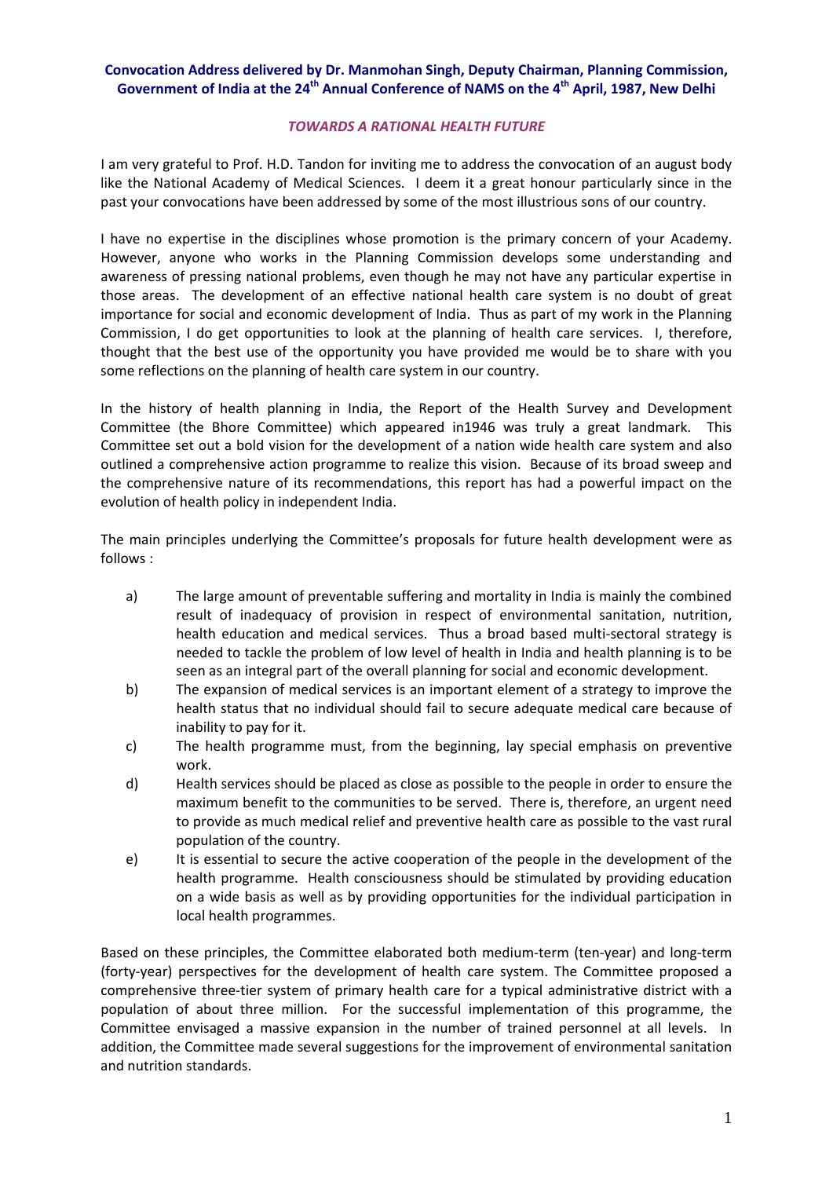**Convocation Address delivered by Dr. Manmohan Singh, Deputy Chairman, Planning Commission, Government of India at the 24th Annual Conference of NAMS on the 4th April, 1987, New Delhi**

## *TOWARDS A RATIONAL HEALTH FUTURE*

I am very grateful to Prof. H.D. Tandon for inviting me to address the convocation of an august body like the National Academy of Medical Sciences. I deem it a great honour particularly since in the past your convocations have been addressed by some of the most illustrious sons of our country.

I have no expertise in the disciplines whose promotion is the primary concern of your Academy. However, anyone who works in the Planning Commission develops some understanding and awareness of pressing national problems, even though he may not have any particular expertise in those areas. The development of an effective national health care system is no doubt of great importance for social and economic development of India. Thus as part of my work in the Planning Commission, I do get opportunities to look at the planning of health care services. I, therefore, thought that the best use of the opportunity you have provided me would be to share with you some reflections on the planning of health care system in our country.

In the history of health planning in India, the Report of the Health Survey and Development Committee (the Bhore Committee) which appeared in1946 was truly a great landmark. This Committee set out a bold vision for the development of a nation wide health care system and also outlined a comprehensive action programme to realize this vision. Because of its broad sweep and the comprehensive nature of its recommendations, this report has had a powerful impact on the evolution of health policy in independent India.

The main principles underlying the Committee's proposals for future health development were as follows :

a) The large amount of preventable suffering and mortality in India is mainly the combined result of inadequacy of provision in respect of environmental sanitation, nutrition, health education and medical services. Thus a broad based multi-sectoral strategy is needed to tackle the problem of low level of health in India and health planning is to be seen as an integral part of the overall planning for social and economic development.

b) The expansion of medical services is an important element of a strategy to improve the health status that no individual should fail to secure adequate medical care because of inability to pay for it.

c) The health programme must, from the beginning, lay special emphasis on preventive work.

d) Health services should be placed as close as possible to the people in order to ensure the maximum benefit to the communities to be served. There is, therefore, an urgent need to provide as much medical relief and preventive health care as possible to the vast rural population of the country.

e) It is essential to secure the active cooperation of the people in the development of the health programme. Health consciousness should be stimulated by providing education on a wide basis as well as by providing opportunities for the individual participation in local health programmes.

Based on these principles, the Committee elaborated both medium-term (ten-year) and long-term (forty-year) perspectives for the development of health care system. The Committee proposed a comprehensive three-tier system of primary health care for a typical administrative district with a population of about three million. For the successful implementation of this programme, the Committee envisaged a massive expansion in the number of trained personnel at all levels. In addition, the Committee made several suggestions for the improvement of environmental sanitation and nutrition standards.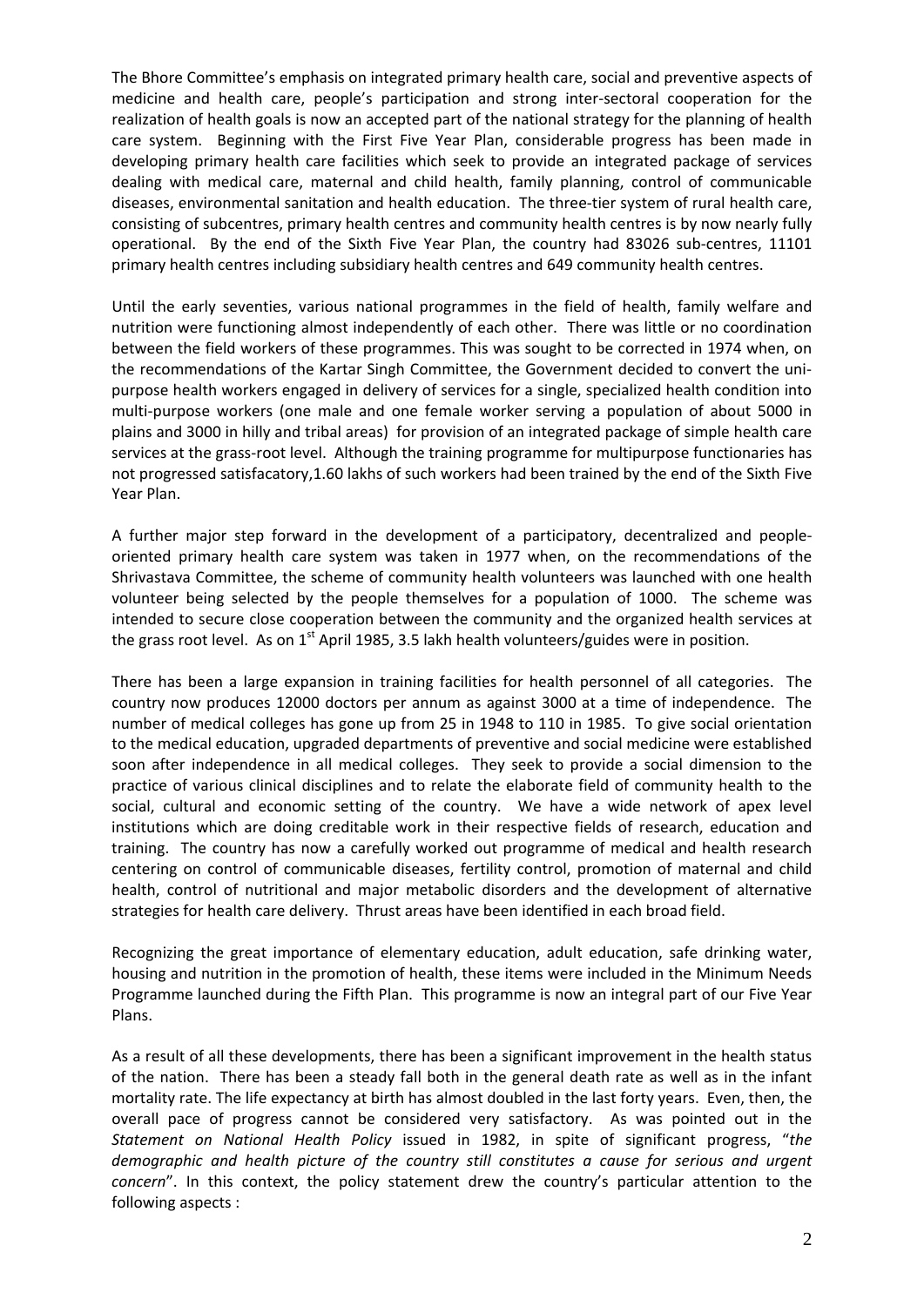The Bhore Committee's emphasis on integrated primary health care, social and preventive aspects of medicine and health care, people's participation and strong inter-sectoral cooperation for the realization of health goals is now an accepted part of the national strategy for the planning of health care system. Beginning with the First Five Year Plan, considerable progress has been made in developing primary health care facilities which seek to provide an integrated package of services dealing with medical care, maternal and child health, family planning, control of communicable diseases, environmental sanitation and health education. The three-tier system of rural health care, consisting of subcentres, primary health centres and community health centres is by now nearly fully operational. By the end of the Sixth Five Year Plan, the country had 83026 sub-centres, 11101 primary health centres including subsidiary health centres and 649 community health centres.

Until the early seventies, various national programmes in the field of health, family welfare and nutrition were functioning almost independently of each other. There was little or no coordination between the field workers of these programmes. This was sought to be corrected in 1974 when, on the recommendations of the Kartar Singh Committee, the Government decided to convert the uni-purpose health workers engaged in delivery of services for a single, specialized health condition into multi-purpose workers (one male and one female worker serving a population of about 5000 in plains and 3000 in hilly and tribal areas) for provision of an integrated package of simple health care services at the grass-root level. Although the training programme for multipurpose functionaries has not progressed satisfacatory,1.60 lakhs of such workers had been trained by the end of the Sixth Five Year Plan.

A further major step forward in the development of a participatory, decentralized and people-oriented primary health care system was taken in 1977 when, on the recommendations of the Shrivastava Committee, the scheme of community health volunteers was launched with one health volunteer being selected by the people themselves for a population of 1000. The scheme was intended to secure close cooperation between the community and the organized health services at the grass root level. As on 1st April 1985, 3.5 lakh health volunteers/guides were in position.

There has been a large expansion in training facilities for health personnel of all categories. The country now produces 12000 doctors per annum as against 3000 at a time of independence. The number of medical colleges has gone up from 25 in 1948 to 110 in 1985. To give social orientation to the medical education, upgraded departments of preventive and social medicine were established soon after independence in all medical colleges. They seek to provide a social dimension to the practice of various clinical disciplines and to relate the elaborate field of community health to the social, cultural and economic setting of the country. We have a wide network of apex level institutions which are doing creditable work in their respective fields of research, education and training. The country has now a carefully worked out programme of medical and health research centering on control of communicable diseases, fertility control, promotion of maternal and child health, control of nutritional and major metabolic disorders and the development of alternative strategies for health care delivery. Thrust areas have been identified in each broad field.

Recognizing the great importance of elementary education, adult education, safe drinking water, housing and nutrition in the promotion of health, these items were included in the Minimum Needs Programme launched during the Fifth Plan. This programme is now an integral part of our Five Year Plans.

As a result of all these developments, there has been a significant improvement in the health status of the nation. There has been a steady fall both in the general death rate as well as in the infant mortality rate. The life expectancy at birth has almost doubled in the last forty years. Even, then, the overall pace of progress cannot be considered very satisfactory. As was pointed out in the *Statement on National Health Policy* issued in 1982, in spite of significant progress, "*the demographic and health picture of the country still constitutes a cause for serious and urgent concern*". In this context, the policy statement drew the country's particular attention to the following aspects :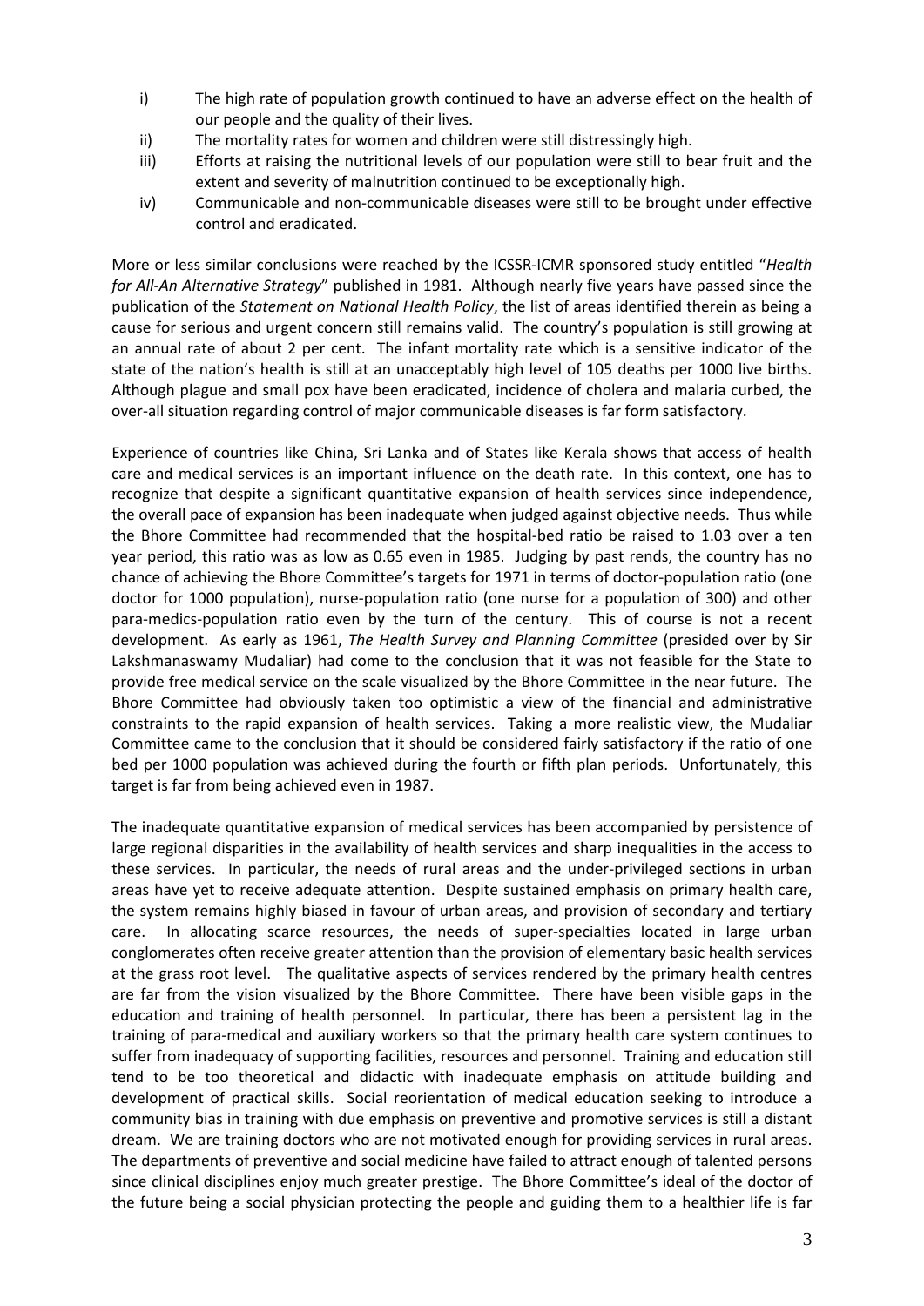i) The high rate of population growth continued to have an adverse effect on the health of our people and the quality of their lives.

ii) The mortality rates for women and children were still distressingly high.

iii) Efforts at raising the nutritional levels of our population were still to bear fruit and the extent and severity of malnutrition continued to be exceptionally high.

iv) Communicable and non-communicable diseases were still to be brought under effective control and eradicated.

More or less similar conclusions were reached by the ICSSR-ICMR sponsored study entitled "*Health for All-An Alternative Strategy*" published in 1981. Although nearly five years have passed since the publication of the *Statement on National Health Policy*, the list of areas identified therein as being a cause for serious and urgent concern still remains valid. The country's population is still growing at an annual rate of about 2 per cent. The infant mortality rate which is a sensitive indicator of the state of the nation's health is still at an unacceptably high level of 105 deaths per 1000 live births. Although plague and small pox have been eradicated, incidence of cholera and malaria curbed, the over-all situation regarding control of major communicable diseases is far form satisfactory.

Experience of countries like China, Sri Lanka and of States like Kerala shows that access of health care and medical services is an important influence on the death rate. In this context, one has to recognize that despite a significant quantitative expansion of health services since independence, the overall pace of expansion has been inadequate when judged against objective needs. Thus while the Bhore Committee had recommended that the hospital-bed ratio be raised to 1.03 over a ten year period, this ratio was as low as 0.65 even in 1985. Judging by past rends, the country has no chance of achieving the Bhore Committee's targets for 1971 in terms of doctor-population ratio (one doctor for 1000 population), nurse-population ratio (one nurse for a population of 300) and other para-medics-population ratio even by the turn of the century. This of course is not a recent development. As early as 1961, *The Health Survey and Planning Committee* (presided over by Sir Lakshmanaswamy Mudaliar) had come to the conclusion that it was not feasible for the State to provide free medical service on the scale visualized by the Bhore Committee in the near future. The Bhore Committee had obviously taken too optimistic a view of the financial and administrative constraints to the rapid expansion of health services. Taking a more realistic view, the Mudaliar Committee came to the conclusion that it should be considered fairly satisfactory if the ratio of one bed per 1000 population was achieved during the fourth or fifth plan periods. Unfortunately, this target is far from being achieved even in 1987.

The inadequate quantitative expansion of medical services has been accompanied by persistence of large regional disparities in the availability of health services and sharp inequalities in the access to these services. In particular, the needs of rural areas and the under-privileged sections in urban areas have yet to receive adequate attention. Despite sustained emphasis on primary health care, the system remains highly biased in favour of urban areas, and provision of secondary and tertiary care. In allocating scarce resources, the needs of super-specialties located in large urban conglomerates often receive greater attention than the provision of elementary basic health services at the grass root level. The qualitative aspects of services rendered by the primary health centres are far from the vision visualized by the Bhore Committee. There have been visible gaps in the education and training of health personnel. In particular, there has been a persistent lag in the training of para-medical and auxiliary workers so that the primary health care system continues to suffer from inadequacy of supporting facilities, resources and personnel. Training and education still tend to be too theoretical and didactic with inadequate emphasis on attitude building and development of practical skills. Social reorientation of medical education seeking to introduce a community bias in training with due emphasis on preventive and promotive services is still a distant dream. We are training doctors who are not motivated enough for providing services in rural areas. The departments of preventive and social medicine have failed to attract enough of talented persons since clinical disciplines enjoy much greater prestige. The Bhore Committee's ideal of the doctor of the future being a social physician protecting the people and guiding them to a healthier life is far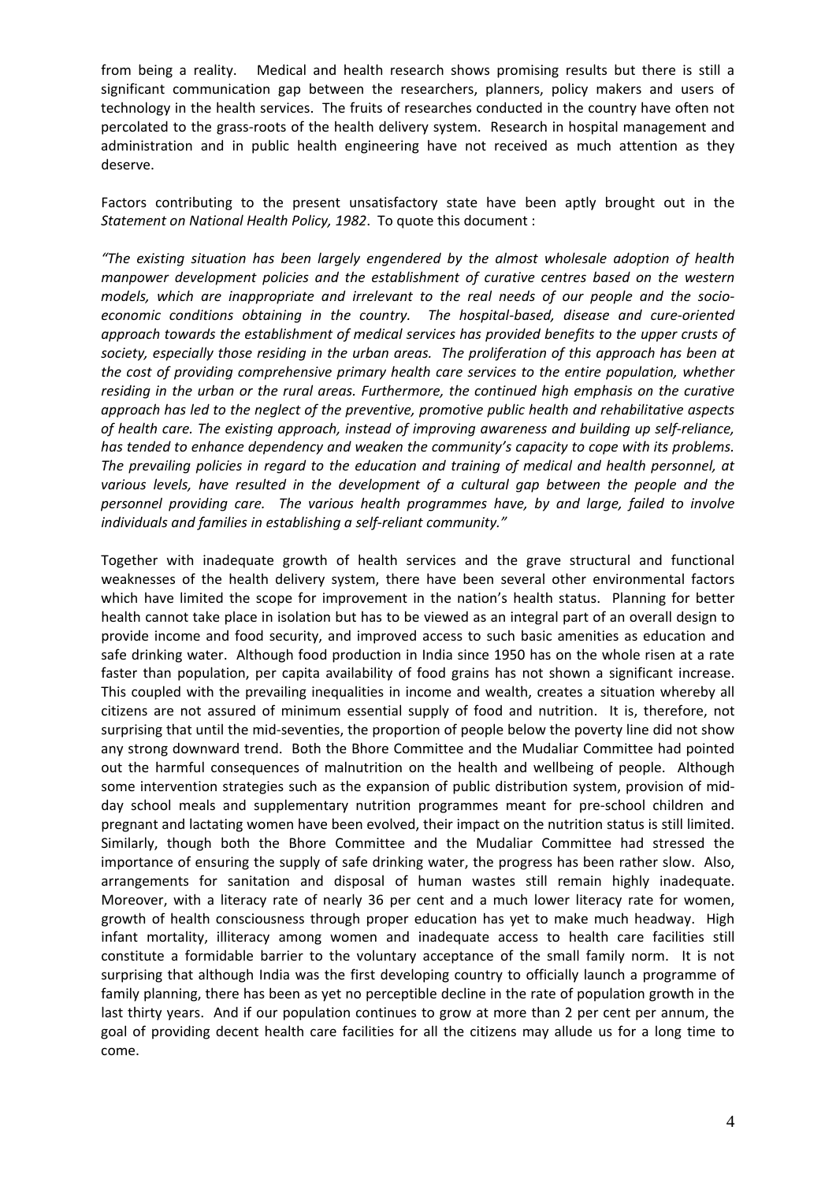from being a reality. Medical and health research shows promising results but there is still a significant communication gap between the researchers, planners, policy makers and users of technology in the health services. The fruits of researches conducted in the country have often not percolated to the grass-roots of the health delivery system. Research in hospital management and administration and in public health engineering have not received as much attention as they deserve.

Factors contributing to the present unsatisfactory state have been aptly brought out in the *Statement on National Health Policy, 1982*. To quote this document :

*"The existing situation has been largely engendered by the almost wholesale adoption of health manpower development policies and the establishment of curative centres based on the western models, which are inappropriate and irrelevant to the real needs of our people and the socio-economic conditions obtaining in the country. The hospital-based, disease and cure-oriented approach towards the establishment of medical services has provided benefits to the upper crusts of society, especially those residing in the urban areas. The proliferation of this approach has been at the cost of providing comprehensive primary health care services to the entire population, whether residing in the urban or the rural areas. Furthermore, the continued high emphasis on the curative approach has led to the neglect of the preventive, promotive public health and rehabilitative aspects of health care. The existing approach, instead of improving awareness and building up self-reliance, has tended to enhance dependency and weaken the community's capacity to cope with its problems. The prevailing policies in regard to the education and training of medical and health personnel, at various levels, have resulted in the development of a cultural gap between the people and the personnel providing care. The various health programmes have, by and large, failed to involve individuals and families in establishing a self-reliant community."*

Together with inadequate growth of health services and the grave structural and functional weaknesses of the health delivery system, there have been several other environmental factors which have limited the scope for improvement in the nation's health status. Planning for better health cannot take place in isolation but has to be viewed as an integral part of an overall design to provide income and food security, and improved access to such basic amenities as education and safe drinking water. Although food production in India since 1950 has on the whole risen at a rate faster than population, per capita availability of food grains has not shown a significant increase. This coupled with the prevailing inequalities in income and wealth, creates a situation whereby all citizens are not assured of minimum essential supply of food and nutrition. It is, therefore, not surprising that until the mid-seventies, the proportion of people below the poverty line did not show any strong downward trend. Both the Bhore Committee and the Mudaliar Committee had pointed out the harmful consequences of malnutrition on the health and wellbeing of people. Although some intervention strategies such as the expansion of public distribution system, provision of mid-day school meals and supplementary nutrition programmes meant for pre-school children and pregnant and lactating women have been evolved, their impact on the nutrition status is still limited. Similarly, though both the Bhore Committee and the Mudaliar Committee had stressed the importance of ensuring the supply of safe drinking water, the progress has been rather slow. Also, arrangements for sanitation and disposal of human wastes still remain highly inadequate. Moreover, with a literacy rate of nearly 36 per cent and a much lower literacy rate for women, growth of health consciousness through proper education has yet to make much headway. High infant mortality, illiteracy among women and inadequate access to health care facilities still constitute a formidable barrier to the voluntary acceptance of the small family norm. It is not surprising that although India was the first developing country to officially launch a programme of family planning, there has been as yet no perceptible decline in the rate of population growth in the last thirty years. And if our population continues to grow at more than 2 per cent per annum, the goal of providing decent health care facilities for all the citizens may allude us for a long time to come.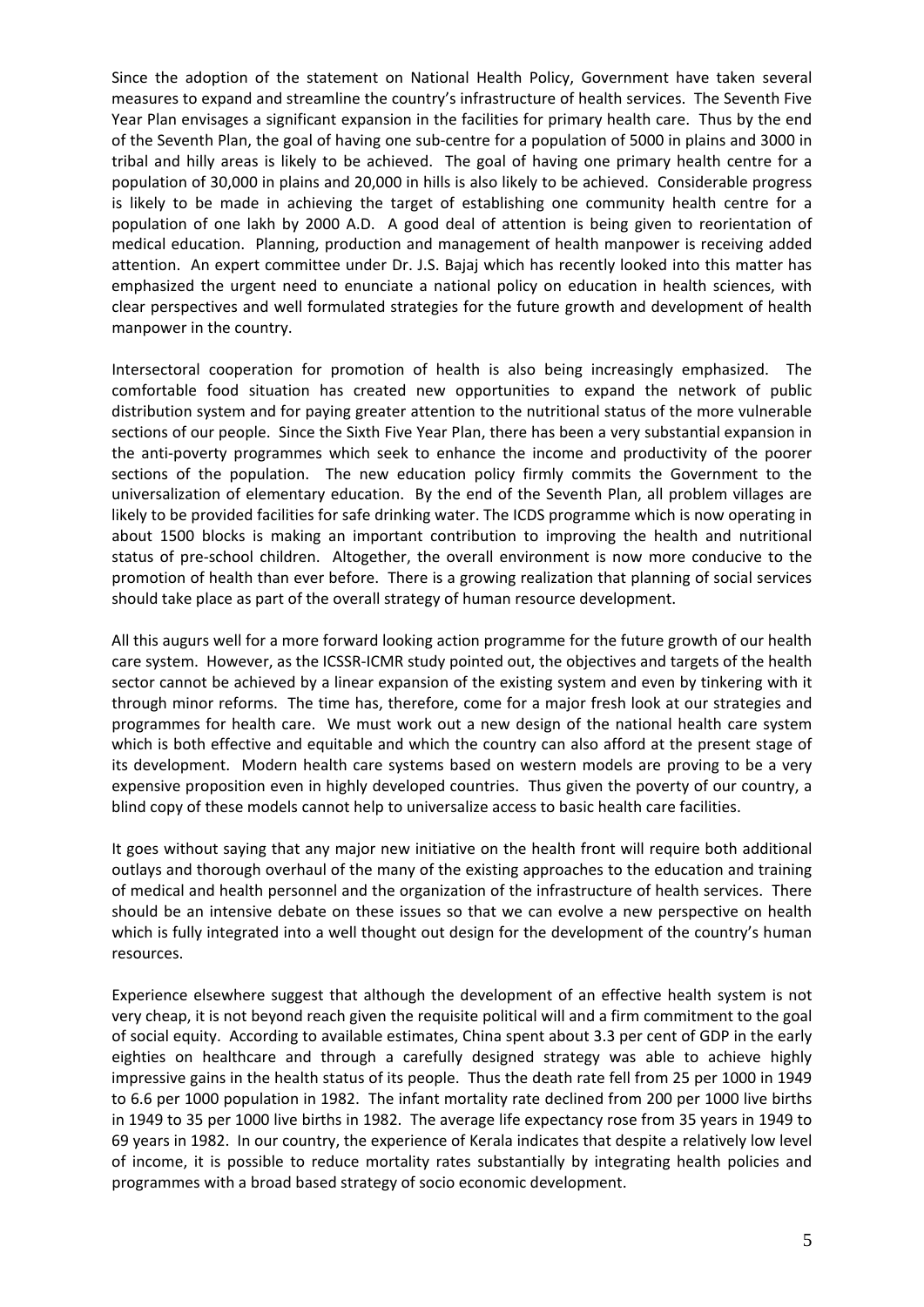Since the adoption of the statement on National Health Policy, Government have taken several measures to expand and streamline the country's infrastructure of health services. The Seventh Five Year Plan envisages a significant expansion in the facilities for primary health care. Thus by the end of the Seventh Plan, the goal of having one sub-centre for a population of 5000 in plains and 3000 in tribal and hilly areas is likely to be achieved. The goal of having one primary health centre for a population of 30,000 in plains and 20,000 in hills is also likely to be achieved. Considerable progress is likely to be made in achieving the target of establishing one community health centre for a population of one lakh by 2000 A.D. A good deal of attention is being given to reorientation of medical education. Planning, production and management of health manpower is receiving added attention. An expert committee under Dr. J.S. Bajaj which has recently looked into this matter has emphasized the urgent need to enunciate a national policy on education in health sciences, with clear perspectives and well formulated strategies for the future growth and development of health manpower in the country.

Intersectoral cooperation for promotion of health is also being increasingly emphasized. The comfortable food situation has created new opportunities to expand the network of public distribution system and for paying greater attention to the nutritional status of the more vulnerable sections of our people. Since the Sixth Five Year Plan, there has been a very substantial expansion in the anti-poverty programmes which seek to enhance the income and productivity of the poorer sections of the population. The new education policy firmly commits the Government to the universalization of elementary education. By the end of the Seventh Plan, all problem villages are likely to be provided facilities for safe drinking water. The ICDS programme which is now operating in about 1500 blocks is making an important contribution to improving the health and nutritional status of pre-school children. Altogether, the overall environment is now more conducive to the promotion of health than ever before. There is a growing realization that planning of social services should take place as part of the overall strategy of human resource development.

All this augurs well for a more forward looking action programme for the future growth of our health care system. However, as the ICSSR-ICMR study pointed out, the objectives and targets of the health sector cannot be achieved by a linear expansion of the existing system and even by tinkering with it through minor reforms. The time has, therefore, come for a major fresh look at our strategies and programmes for health care. We must work out a new design of the national health care system which is both effective and equitable and which the country can also afford at the present stage of its development. Modern health care systems based on western models are proving to be a very expensive proposition even in highly developed countries. Thus given the poverty of our country, a blind copy of these models cannot help to universalize access to basic health care facilities.

It goes without saying that any major new initiative on the health front will require both additional outlays and thorough overhaul of the many of the existing approaches to the education and training of medical and health personnel and the organization of the infrastructure of health services. There should be an intensive debate on these issues so that we can evolve a new perspective on health which is fully integrated into a well thought out design for the development of the country's human resources.

Experience elsewhere suggest that although the development of an effective health system is not very cheap, it is not beyond reach given the requisite political will and a firm commitment to the goal of social equity. According to available estimates, China spent about 3.3 per cent of GDP in the early eighties on healthcare and through a carefully designed strategy was able to achieve highly impressive gains in the health status of its people. Thus the death rate fell from 25 per 1000 in 1949 to 6.6 per 1000 population in 1982. The infant mortality rate declined from 200 per 1000 live births in 1949 to 35 per 1000 live births in 1982. The average life expectancy rose from 35 years in 1949 to 69 years in 1982. In our country, the experience of Kerala indicates that despite a relatively low level of income, it is possible to reduce mortality rates substantially by integrating health policies and programmes with a broad based strategy of socio economic development.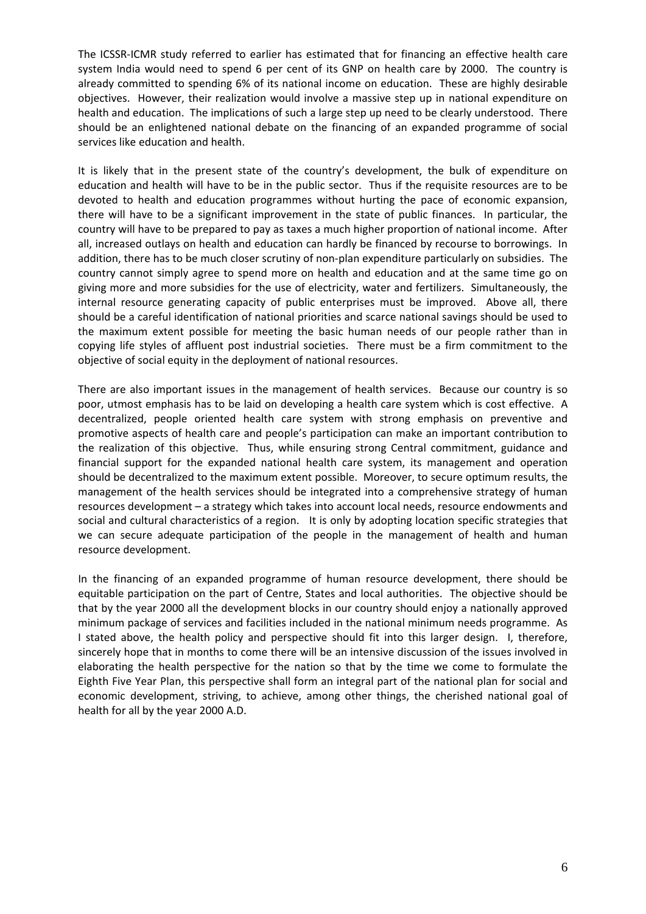The ICSSR-ICMR study referred to earlier has estimated that for financing an effective health care system India would need to spend 6 per cent of its GNP on health care by 2000. The country is already committed to spending 6% of its national income on education. These are highly desirable objectives. However, their realization would involve a massive step up in national expenditure on health and education. The implications of such a large step up need to be clearly understood. There should be an enlightened national debate on the financing of an expanded programme of social services like education and health.

It is likely that in the present state of the country's development, the bulk of expenditure on education and health will have to be in the public sector. Thus if the requisite resources are to be devoted to health and education programmes without hurting the pace of economic expansion, there will have to be a significant improvement in the state of public finances. In particular, the country will have to be prepared to pay as taxes a much higher proportion of national income. After all, increased outlays on health and education can hardly be financed by recourse to borrowings. In addition, there has to be much closer scrutiny of non-plan expenditure particularly on subsidies. The country cannot simply agree to spend more on health and education and at the same time go on giving more and more subsidies for the use of electricity, water and fertilizers. Simultaneously, the internal resource generating capacity of public enterprises must be improved. Above all, there should be a careful identification of national priorities and scarce national savings should be used to the maximum extent possible for meeting the basic human needs of our people rather than in copying life styles of affluent post industrial societies. There must be a firm commitment to the objective of social equity in the deployment of national resources.

There are also important issues in the management of health services. Because our country is so poor, utmost emphasis has to be laid on developing a health care system which is cost effective. A decentralized, people oriented health care system with strong emphasis on preventive and promotive aspects of health care and people's participation can make an important contribution to the realization of this objective. Thus, while ensuring strong Central commitment, guidance and financial support for the expanded national health care system, its management and operation should be decentralized to the maximum extent possible. Moreover, to secure optimum results, the management of the health services should be integrated into a comprehensive strategy of human resources development – a strategy which takes into account local needs, resource endowments and social and cultural characteristics of a region. It is only by adopting location specific strategies that we can secure adequate participation of the people in the management of health and human resource development.

In the financing of an expanded programme of human resource development, there should be equitable participation on the part of Centre, States and local authorities. The objective should be that by the year 2000 all the development blocks in our country should enjoy a nationally approved minimum package of services and facilities included in the national minimum needs programme. As I stated above, the health policy and perspective should fit into this larger design. I, therefore, sincerely hope that in months to come there will be an intensive discussion of the issues involved in elaborating the health perspective for the nation so that by the time we come to formulate the Eighth Five Year Plan, this perspective shall form an integral part of the national plan for social and economic development, striving, to achieve, among other things, the cherished national goal of health for all by the year 2000 A.D.